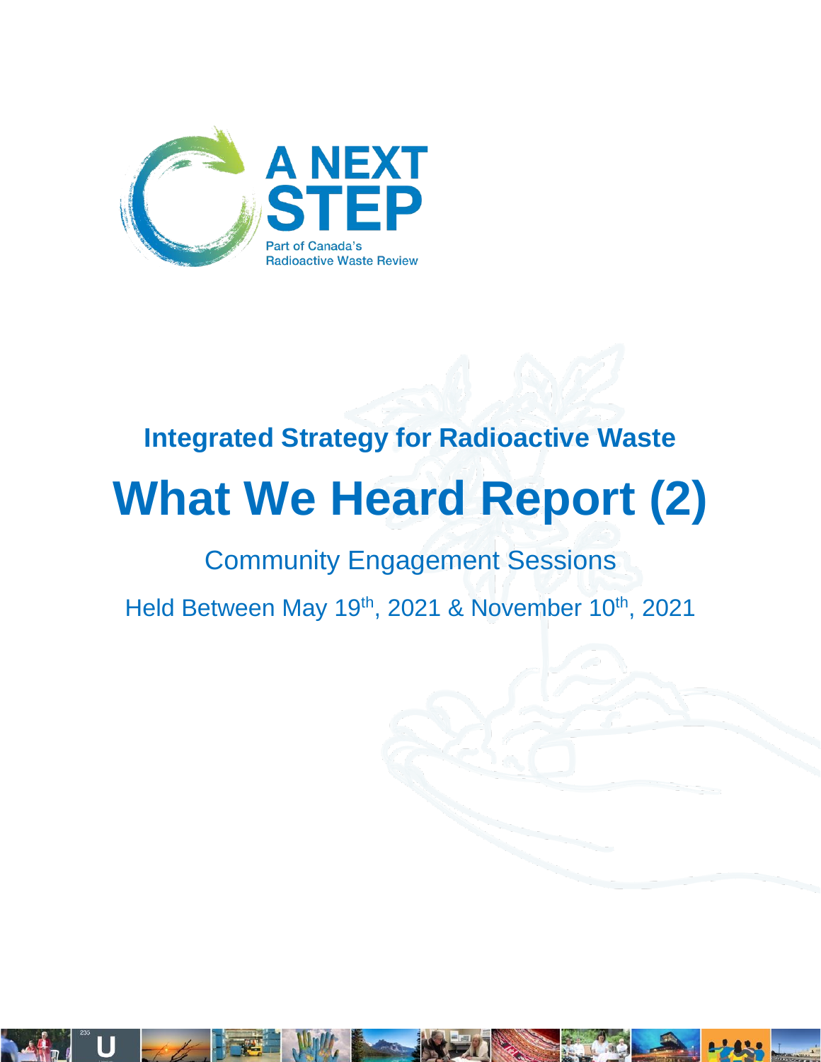A NEXT STEP

Part of Canada's Radioactive Waste Review

## Integrated Strategy for Radioactive Waste

# What We Heard Report (2)

Community Engagement Sessions

Held Between May 19th, 2021 & November 10th, 2021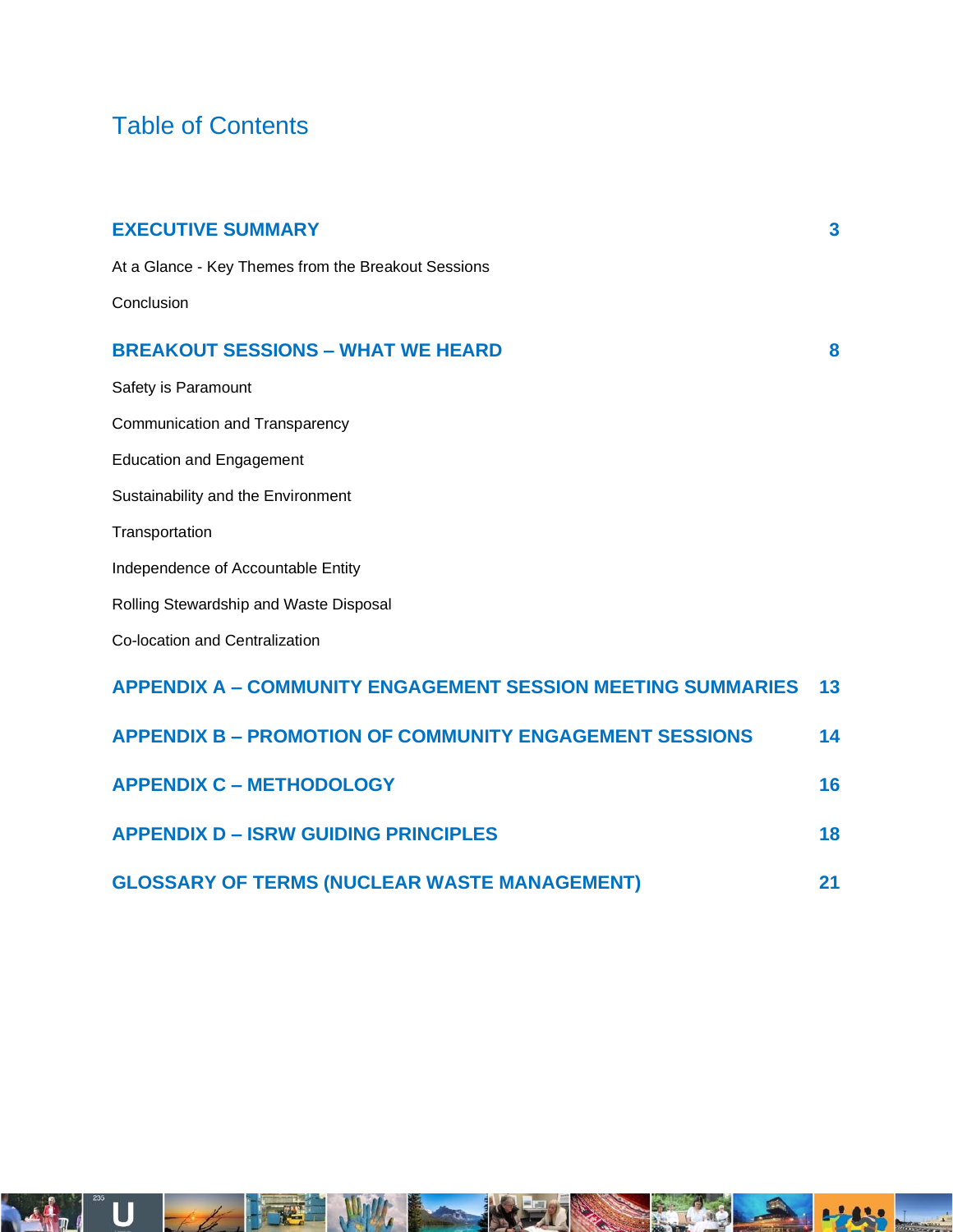# Table of Contents

| | |
|---|---|
| **EXECUTIVE SUMMARY** | **3** |
| At a Glance - Key Themes from the Breakout Sessions | |
| Conclusion | |
| **BREAKOUT SESSIONS – WHAT WE HEARD** | **8** |
| Safety is Paramount | |
| Communication and Transparency | |
| Education and Engagement | |
| Sustainability and the Environment | |
| Transportation | |
| Independence of Accountable Entity | |
| Rolling Stewardship and Waste Disposal | |
| Co-location and Centralization | |
| **APPENDIX A – COMMUNITY ENGAGEMENT SESSION MEETING SUMMARIES** | **13** |
| **APPENDIX B – PROMOTION OF COMMUNITY ENGAGEMENT SESSIONS** | **14** |
| **APPENDIX C – METHODOLOGY** | **16** |
| **APPENDIX D – ISRW GUIDING PRINCIPLES** | **18** |
| **GLOSSARY OF TERMS (NUCLEAR WASTE MANAGEMENT)** | **21** |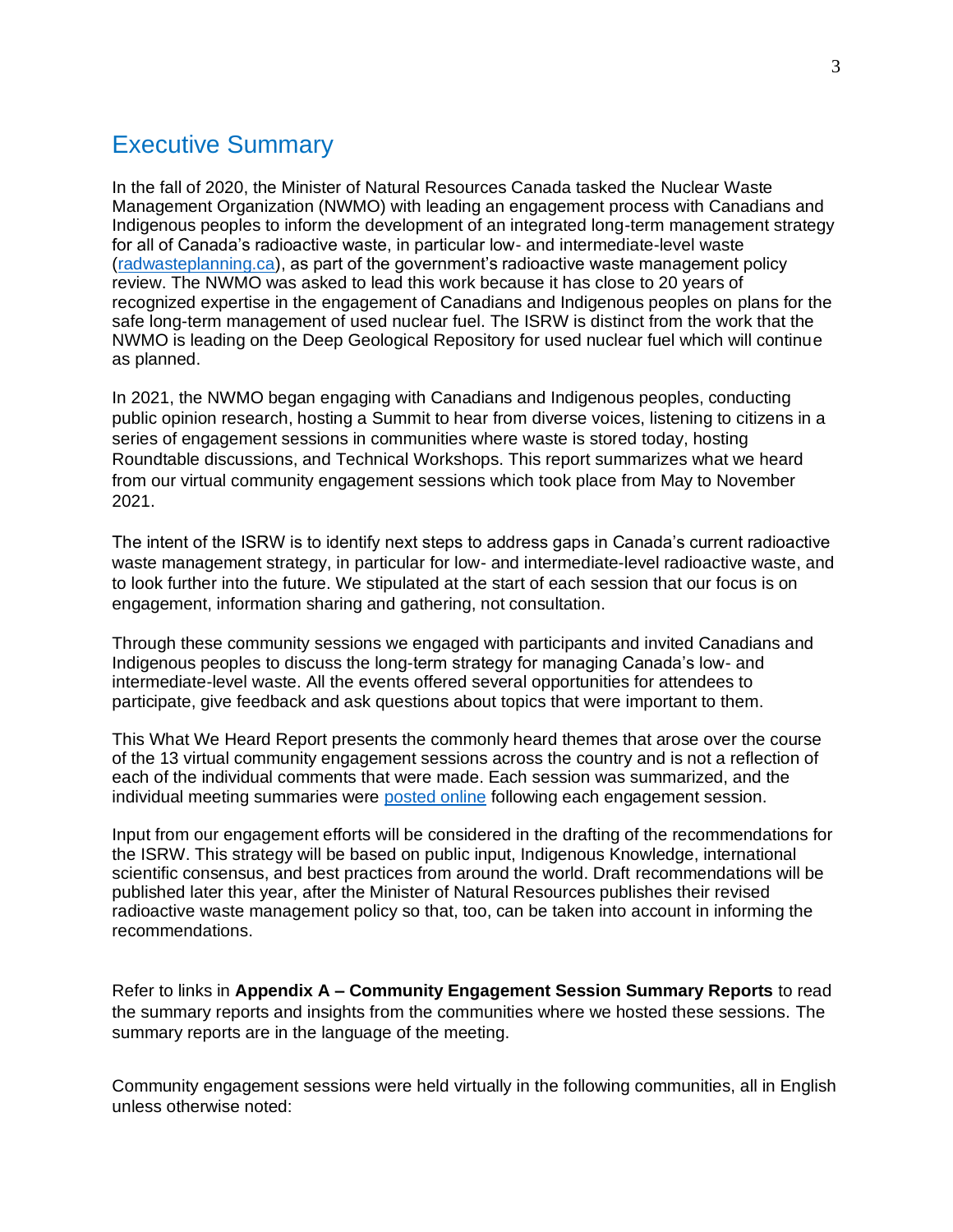## Executive Summary

In the fall of 2020, the Minister of Natural Resources Canada tasked the Nuclear Waste Management Organization (NWMO) with leading an engagement process with Canadians and Indigenous peoples to inform the development of an integrated long-term management strategy for all of Canada's radioactive waste, in particular low- and intermediate-level waste (radwasteplanning.ca), as part of the government's radioactive waste management policy review. The NWMO was asked to lead this work because it has close to 20 years of recognized expertise in the engagement of Canadians and Indigenous peoples on plans for the safe long-term management of used nuclear fuel. The ISRW is distinct from the work that the NWMO is leading on the Deep Geological Repository for used nuclear fuel which will continue as planned.

In 2021, the NWMO began engaging with Canadians and Indigenous peoples, conducting public opinion research, hosting a Summit to hear from diverse voices, listening to citizens in a series of engagement sessions in communities where waste is stored today, hosting Roundtable discussions, and Technical Workshops. This report summarizes what we heard from our virtual community engagement sessions which took place from May to November 2021.

The intent of the ISRW is to identify next steps to address gaps in Canada's current radioactive waste management strategy, in particular for low- and intermediate-level radioactive waste, and to look further into the future. We stipulated at the start of each session that our focus is on engagement, information sharing and gathering, not consultation.

Through these community sessions we engaged with participants and invited Canadians and Indigenous peoples to discuss the long-term strategy for managing Canada's low- and intermediate-level waste. All the events offered several opportunities for attendees to participate, give feedback and ask questions about topics that were important to them.

This What We Heard Report presents the commonly heard themes that arose over the course of the 13 virtual community engagement sessions across the country and is not a reflection of each of the individual comments that were made. Each session was summarized, and the individual meeting summaries were posted online following each engagement session.

Input from our engagement efforts will be considered in the drafting of the recommendations for the ISRW. This strategy will be based on public input, Indigenous Knowledge, international scientific consensus, and best practices from around the world. Draft recommendations will be published later this year, after the Minister of Natural Resources publishes their revised radioactive waste management policy so that, too, can be taken into account in informing the recommendations.

Refer to links in **Appendix A – Community Engagement Session Summary Reports** to read the summary reports and insights from the communities where we hosted these sessions. The summary reports are in the language of the meeting.

Community engagement sessions were held virtually in the following communities, all in English unless otherwise noted: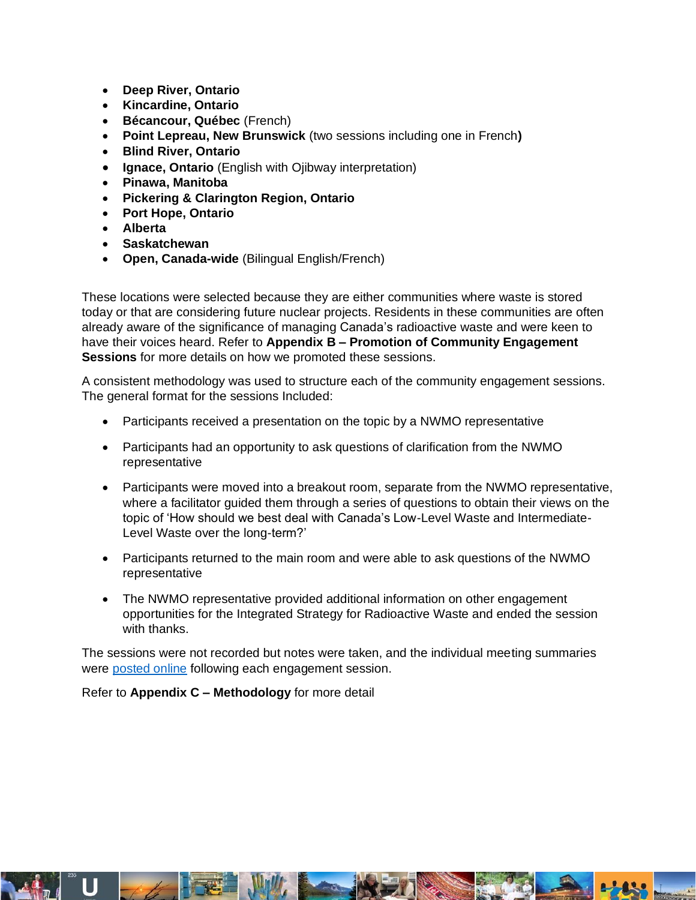- **Deep River, Ontario**
- **Kincardine, Ontario**
- **Bécancour, Québec** (French)
- **Point Lepreau, New Brunswick** (two sessions including one in French**)**
- **Blind River, Ontario**
- **Ignace, Ontario** (English with Ojibway interpretation)
- **Pinawa, Manitoba**
- **Pickering & Clarington Region, Ontario**
- **Port Hope, Ontario**
- **Alberta**
- **Saskatchewan**
- **Open, Canada-wide** (Bilingual English/French)

These locations were selected because they are either communities where waste is stored today or that are considering future nuclear projects. Residents in these communities are often already aware of the significance of managing Canada's radioactive waste and were keen to have their voices heard. Refer to **Appendix B – Promotion of Community Engagement Sessions** for more details on how we promoted these sessions.

A consistent methodology was used to structure each of the community engagement sessions. The general format for the sessions Included:

- Participants received a presentation on the topic by a NWMO representative
- Participants had an opportunity to ask questions of clarification from the NWMO representative
- Participants were moved into a breakout room, separate from the NWMO representative, where a facilitator guided them through a series of questions to obtain their views on the topic of 'How should we best deal with Canada's Low-Level Waste and Intermediate-Level Waste over the long-term?'
- Participants returned to the main room and were able to ask questions of the NWMO representative
- The NWMO representative provided additional information on other engagement opportunities for the Integrated Strategy for Radioactive Waste and ended the session with thanks.

The sessions were not recorded but notes were taken, and the individual meeting summaries were posted online following each engagement session.

Refer to **Appendix C – Methodology** for more detail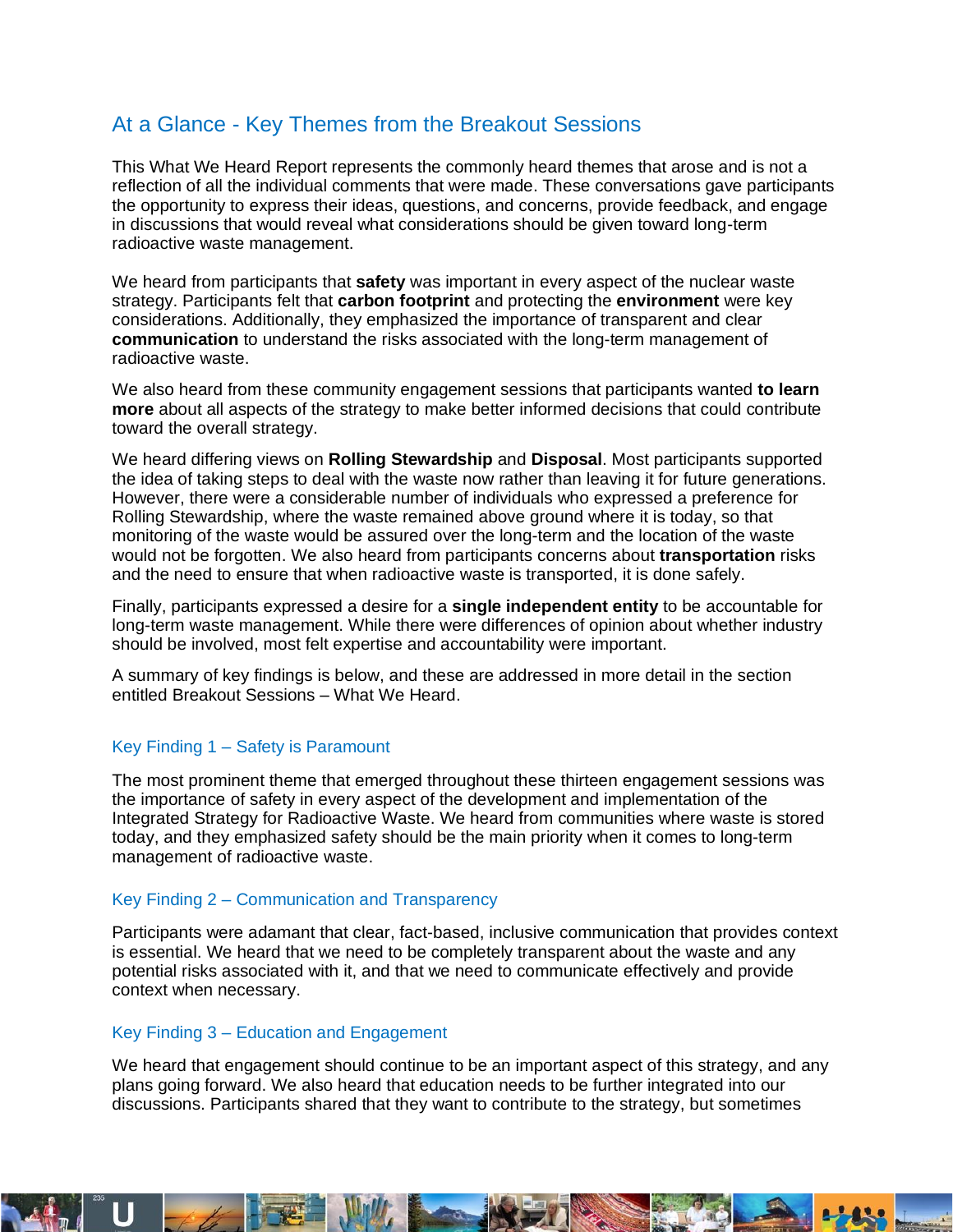## At a Glance - Key Themes from the Breakout Sessions

This What We Heard Report represents the commonly heard themes that arose and is not a reflection of all the individual comments that were made. These conversations gave participants the opportunity to express their ideas, questions, and concerns, provide feedback, and engage in discussions that would reveal what considerations should be given toward long-term radioactive waste management.

We heard from participants that **safety** was important in every aspect of the nuclear waste strategy. Participants felt that **carbon footprint** and protecting the **environment** were key considerations. Additionally, they emphasized the importance of transparent and clear **communication** to understand the risks associated with the long-term management of radioactive waste.

We also heard from these community engagement sessions that participants wanted **to learn more** about all aspects of the strategy to make better informed decisions that could contribute toward the overall strategy.

We heard differing views on **Rolling Stewardship** and **Disposal**. Most participants supported the idea of taking steps to deal with the waste now rather than leaving it for future generations. However, there were a considerable number of individuals who expressed a preference for Rolling Stewardship, where the waste remained above ground where it is today, so that monitoring of the waste would be assured over the long-term and the location of the waste would not be forgotten. We also heard from participants concerns about **transportation** risks and the need to ensure that when radioactive waste is transported, it is done safely.

Finally, participants expressed a desire for a **single independent entity** to be accountable for long-term waste management. While there were differences of opinion about whether industry should be involved, most felt expertise and accountability were important.

A summary of key findings is below, and these are addressed in more detail in the section entitled Breakout Sessions – What We Heard.

### Key Finding 1 – Safety is Paramount

The most prominent theme that emerged throughout these thirteen engagement sessions was the importance of safety in every aspect of the development and implementation of the Integrated Strategy for Radioactive Waste. We heard from communities where waste is stored today, and they emphasized safety should be the main priority when it comes to long-term management of radioactive waste.

### Key Finding 2 – Communication and Transparency

Participants were adamant that clear, fact-based, inclusive communication that provides context is essential. We heard that we need to be completely transparent about the waste and any potential risks associated with it, and that we need to communicate effectively and provide context when necessary.

### Key Finding 3 – Education and Engagement

We heard that engagement should continue to be an important aspect of this strategy, and any plans going forward. We also heard that education needs to be further integrated into our discussions. Participants shared that they want to contribute to the strategy, but sometimes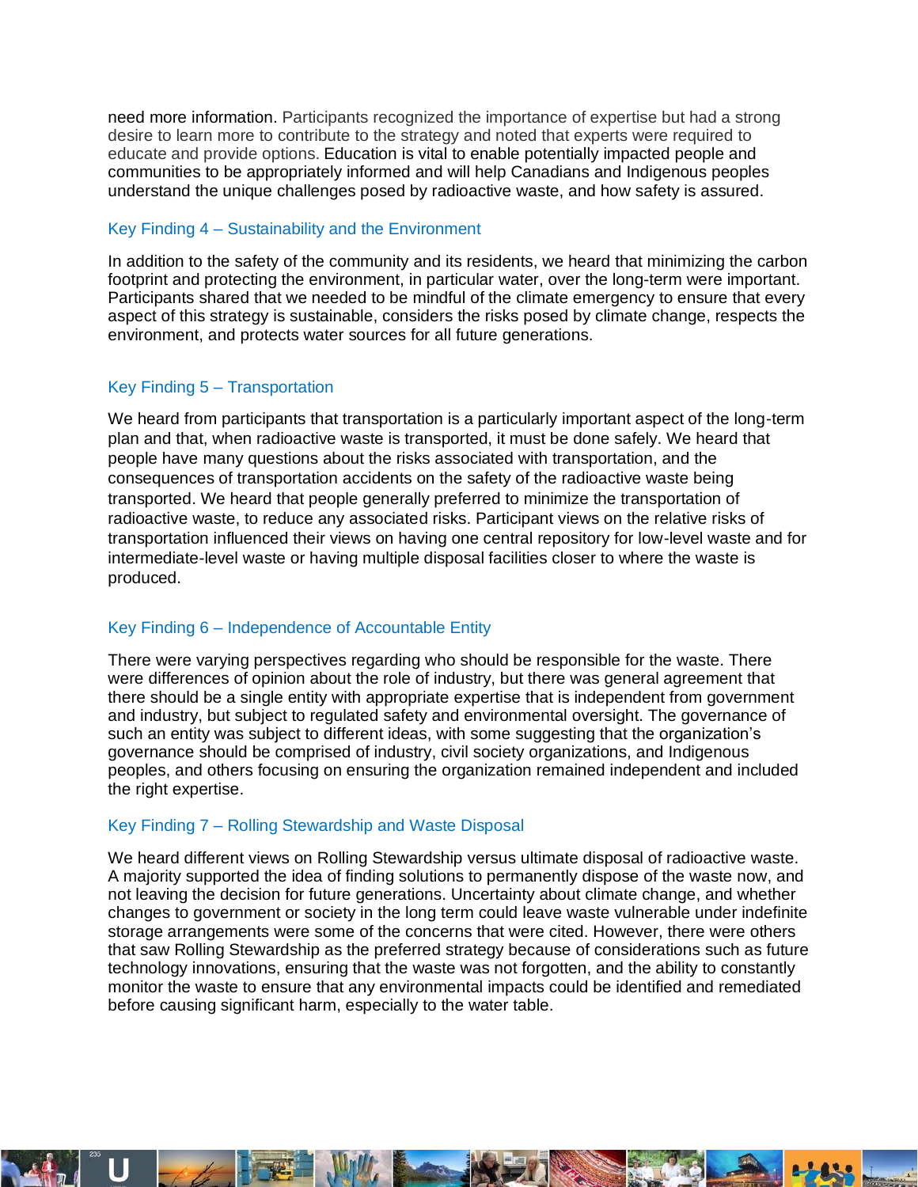need more information. Participants recognized the importance of expertise but had a strong desire to learn more to contribute to the strategy and noted that experts were required to educate and provide options. Education is vital to enable potentially impacted people and communities to be appropriately informed and will help Canadians and Indigenous peoples understand the unique challenges posed by radioactive waste, and how safety is assured.

### Key Finding 4 – Sustainability and the Environment

In addition to the safety of the community and its residents, we heard that minimizing the carbon footprint and protecting the environment, in particular water, over the long-term were important. Participants shared that we needed to be mindful of the climate emergency to ensure that every aspect of this strategy is sustainable, considers the risks posed by climate change, respects the environment, and protects water sources for all future generations.

### Key Finding 5 – Transportation

We heard from participants that transportation is a particularly important aspect of the long-term plan and that, when radioactive waste is transported, it must be done safely. We heard that people have many questions about the risks associated with transportation, and the consequences of transportation accidents on the safety of the radioactive waste being transported. We heard that people generally preferred to minimize the transportation of radioactive waste, to reduce any associated risks. Participant views on the relative risks of transportation influenced their views on having one central repository for low-level waste and for intermediate-level waste or having multiple disposal facilities closer to where the waste is produced.

### Key Finding 6 – Independence of Accountable Entity

There were varying perspectives regarding who should be responsible for the waste. There were differences of opinion about the role of industry, but there was general agreement that there should be a single entity with appropriate expertise that is independent from government and industry, but subject to regulated safety and environmental oversight. The governance of such an entity was subject to different ideas, with some suggesting that the organization's governance should be comprised of industry, civil society organizations, and Indigenous peoples, and others focusing on ensuring the organization remained independent and included the right expertise.

### Key Finding 7 – Rolling Stewardship and Waste Disposal

We heard different views on Rolling Stewardship versus ultimate disposal of radioactive waste. A majority supported the idea of finding solutions to permanently dispose of the waste now, and not leaving the decision for future generations. Uncertainty about climate change, and whether changes to government or society in the long term could leave waste vulnerable under indefinite storage arrangements were some of the concerns that were cited. However, there were others that saw Rolling Stewardship as the preferred strategy because of considerations such as future technology innovations, ensuring that the waste was not forgotten, and the ability to constantly monitor the waste to ensure that any environmental impacts could be identified and remediated before causing significant harm, especially to the water table.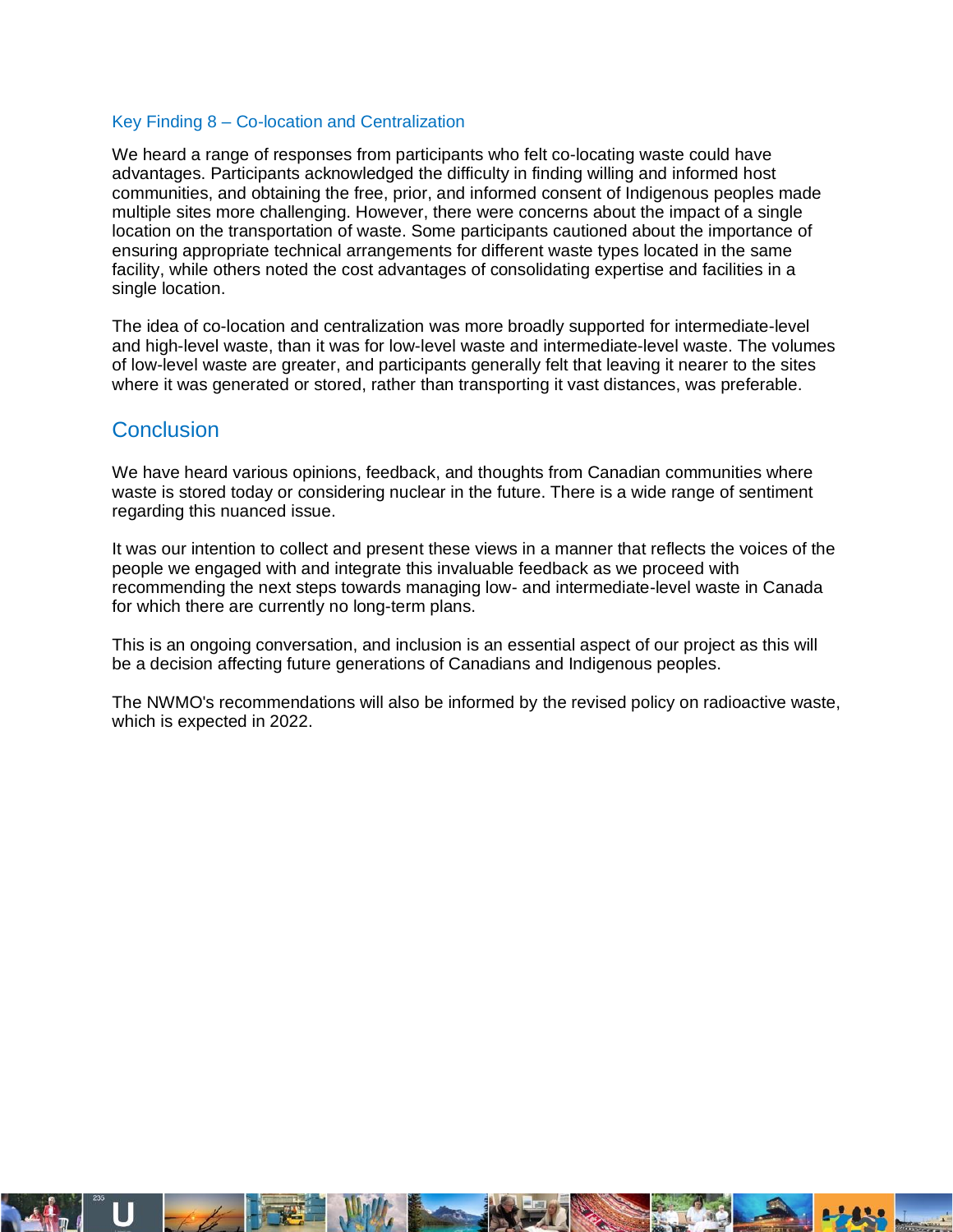### Key Finding 8 – Co-location and Centralization

We heard a range of responses from participants who felt co-locating waste could have advantages. Participants acknowledged the difficulty in finding willing and informed host communities, and obtaining the free, prior, and informed consent of Indigenous peoples made multiple sites more challenging. However, there were concerns about the impact of a single location on the transportation of waste. Some participants cautioned about the importance of ensuring appropriate technical arrangements for different waste types located in the same facility, while others noted the cost advantages of consolidating expertise and facilities in a single location.

The idea of co-location and centralization was more broadly supported for intermediate-level and high-level waste, than it was for low-level waste and intermediate-level waste. The volumes of low-level waste are greater, and participants generally felt that leaving it nearer to the sites where it was generated or stored, rather than transporting it vast distances, was preferable.

## Conclusion

We have heard various opinions, feedback, and thoughts from Canadian communities where waste is stored today or considering nuclear in the future. There is a wide range of sentiment regarding this nuanced issue.

It was our intention to collect and present these views in a manner that reflects the voices of the people we engaged with and integrate this invaluable feedback as we proceed with recommending the next steps towards managing low- and intermediate-level waste in Canada for which there are currently no long-term plans.

This is an ongoing conversation, and inclusion is an essential aspect of our project as this will be a decision affecting future generations of Canadians and Indigenous peoples.

The NWMO's recommendations will also be informed by the revised policy on radioactive waste, which is expected in 2022.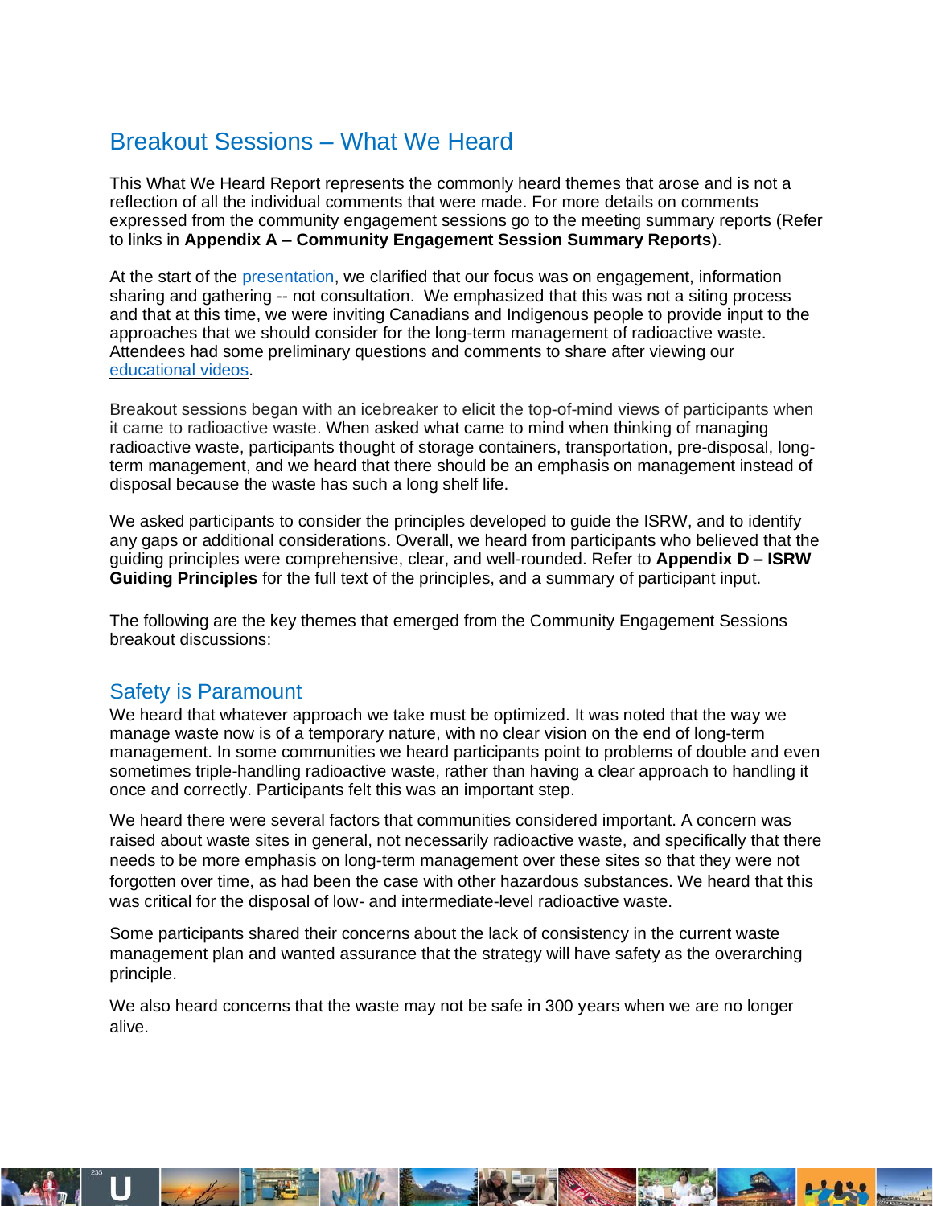## Breakout Sessions – What We Heard

This What We Heard Report represents the commonly heard themes that arose and is not a reflection of all the individual comments that were made. For more details on comments expressed from the community engagement sessions go to the meeting summary reports (Refer to links in **Appendix A – Community Engagement Session Summary Reports**).

At the start of the presentation, we clarified that our focus was on engagement, information sharing and gathering -- not consultation. We emphasized that this was not a siting process and that at this time, we were inviting Canadians and Indigenous people to provide input to the approaches that we should consider for the long-term management of radioactive waste. Attendees had some preliminary questions and comments to share after viewing our educational videos.

Breakout sessions began with an icebreaker to elicit the top-of-mind views of participants when it came to radioactive waste. When asked what came to mind when thinking of managing radioactive waste, participants thought of storage containers, transportation, pre-disposal, long-term management, and we heard that there should be an emphasis on management instead of disposal because the waste has such a long shelf life.

We asked participants to consider the principles developed to guide the ISRW, and to identify any gaps or additional considerations. Overall, we heard from participants who believed that the guiding principles were comprehensive, clear, and well-rounded. Refer to **Appendix D – ISRW Guiding Principles** for the full text of the principles, and a summary of participant input.

The following are the key themes that emerged from the Community Engagement Sessions breakout discussions:

### Safety is Paramount

We heard that whatever approach we take must be optimized. It was noted that the way we manage waste now is of a temporary nature, with no clear vision on the end of long-term management. In some communities we heard participants point to problems of double and even sometimes triple-handling radioactive waste, rather than having a clear approach to handling it once and correctly. Participants felt this was an important step.

We heard there were several factors that communities considered important. A concern was raised about waste sites in general, not necessarily radioactive waste, and specifically that there needs to be more emphasis on long-term management over these sites so that they were not forgotten over time, as had been the case with other hazardous substances. We heard that this was critical for the disposal of low- and intermediate-level radioactive waste.

Some participants shared their concerns about the lack of consistency in the current waste management plan and wanted assurance that the strategy will have safety as the overarching principle.

We also heard concerns that the waste may not be safe in 300 years when we are no longer alive.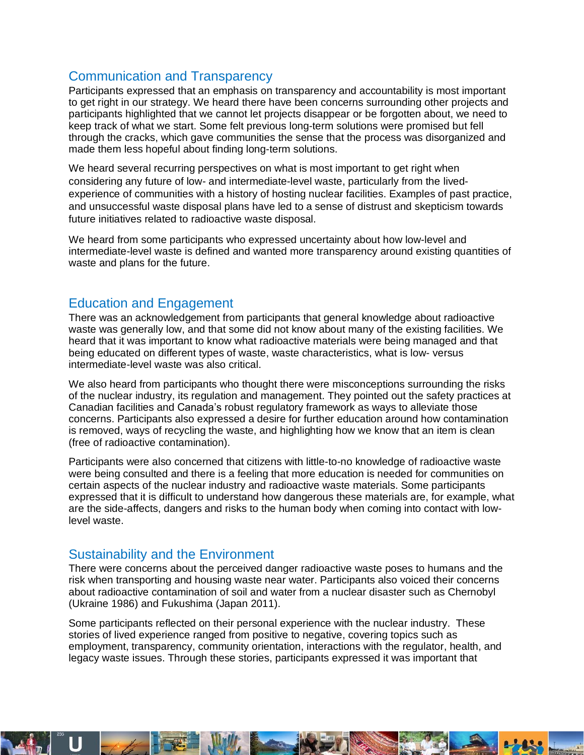## Communication and Transparency

Participants expressed that an emphasis on transparency and accountability is most important to get right in our strategy. We heard there have been concerns surrounding other projects and participants highlighted that we cannot let projects disappear or be forgotten about, we need to keep track of what we start. Some felt previous long-term solutions were promised but fell through the cracks, which gave communities the sense that the process was disorganized and made them less hopeful about finding long-term solutions.

We heard several recurring perspectives on what is most important to get right when considering any future of low- and intermediate-level waste, particularly from the lived-experience of communities with a history of hosting nuclear facilities. Examples of past practice, and unsuccessful waste disposal plans have led to a sense of distrust and skepticism towards future initiatives related to radioactive waste disposal.

We heard from some participants who expressed uncertainty about how low-level and intermediate-level waste is defined and wanted more transparency around existing quantities of waste and plans for the future.

## Education and Engagement

There was an acknowledgement from participants that general knowledge about radioactive waste was generally low, and that some did not know about many of the existing facilities. We heard that it was important to know what radioactive materials were being managed and that being educated on different types of waste, waste characteristics, what is low- versus intermediate-level waste was also critical.

We also heard from participants who thought there were misconceptions surrounding the risks of the nuclear industry, its regulation and management. They pointed out the safety practices at Canadian facilities and Canada's robust regulatory framework as ways to alleviate those concerns. Participants also expressed a desire for further education around how contamination is removed, ways of recycling the waste, and highlighting how we know that an item is clean (free of radioactive contamination).

Participants were also concerned that citizens with little-to-no knowledge of radioactive waste were being consulted and there is a feeling that more education is needed for communities on certain aspects of the nuclear industry and radioactive waste materials. Some participants expressed that it is difficult to understand how dangerous these materials are, for example, what are the side-affects, dangers and risks to the human body when coming into contact with low-level waste.

## Sustainability and the Environment

There were concerns about the perceived danger radioactive waste poses to humans and the risk when transporting and housing waste near water. Participants also voiced their concerns about radioactive contamination of soil and water from a nuclear disaster such as Chernobyl (Ukraine 1986) and Fukushima (Japan 2011).

Some participants reflected on their personal experience with the nuclear industry. These stories of lived experience ranged from positive to negative, covering topics such as employment, transparency, community orientation, interactions with the regulator, health, and legacy waste issues. Through these stories, participants expressed it was important that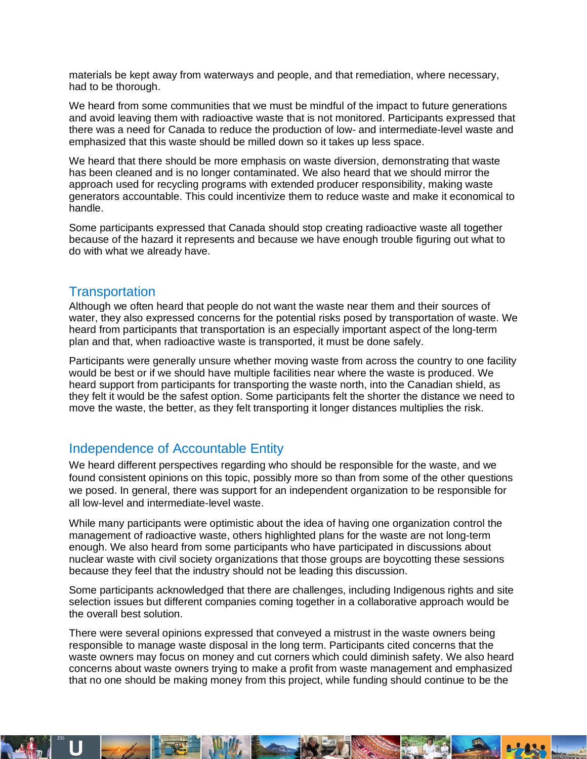materials be kept away from waterways and people, and that remediation, where necessary, had to be thorough.

We heard from some communities that we must be mindful of the impact to future generations and avoid leaving them with radioactive waste that is not monitored. Participants expressed that there was a need for Canada to reduce the production of low- and intermediate-level waste and emphasized that this waste should be milled down so it takes up less space.

We heard that there should be more emphasis on waste diversion, demonstrating that waste has been cleaned and is no longer contaminated. We also heard that we should mirror the approach used for recycling programs with extended producer responsibility, making waste generators accountable. This could incentivize them to reduce waste and make it economical to handle.

Some participants expressed that Canada should stop creating radioactive waste all together because of the hazard it represents and because we have enough trouble figuring out what to do with what we already have.

## Transportation

Although we often heard that people do not want the waste near them and their sources of water, they also expressed concerns for the potential risks posed by transportation of waste. We heard from participants that transportation is an especially important aspect of the long-term plan and that, when radioactive waste is transported, it must be done safely.

Participants were generally unsure whether moving waste from across the country to one facility would be best or if we should have multiple facilities near where the waste is produced. We heard support from participants for transporting the waste north, into the Canadian shield, as they felt it would be the safest option. Some participants felt the shorter the distance we need to move the waste, the better, as they felt transporting it longer distances multiplies the risk.

## Independence of Accountable Entity

We heard different perspectives regarding who should be responsible for the waste, and we found consistent opinions on this topic, possibly more so than from some of the other questions we posed. In general, there was support for an independent organization to be responsible for all low-level and intermediate-level waste.

While many participants were optimistic about the idea of having one organization control the management of radioactive waste, others highlighted plans for the waste are not long-term enough. We also heard from some participants who have participated in discussions about nuclear waste with civil society organizations that those groups are boycotting these sessions because they feel that the industry should not be leading this discussion.

Some participants acknowledged that there are challenges, including Indigenous rights and site selection issues but different companies coming together in a collaborative approach would be the overall best solution.

There were several opinions expressed that conveyed a mistrust in the waste owners being responsible to manage waste disposal in the long term. Participants cited concerns that the waste owners may focus on money and cut corners which could diminish safety. We also heard concerns about waste owners trying to make a profit from waste management and emphasized that no one should be making money from this project, while funding should continue to be the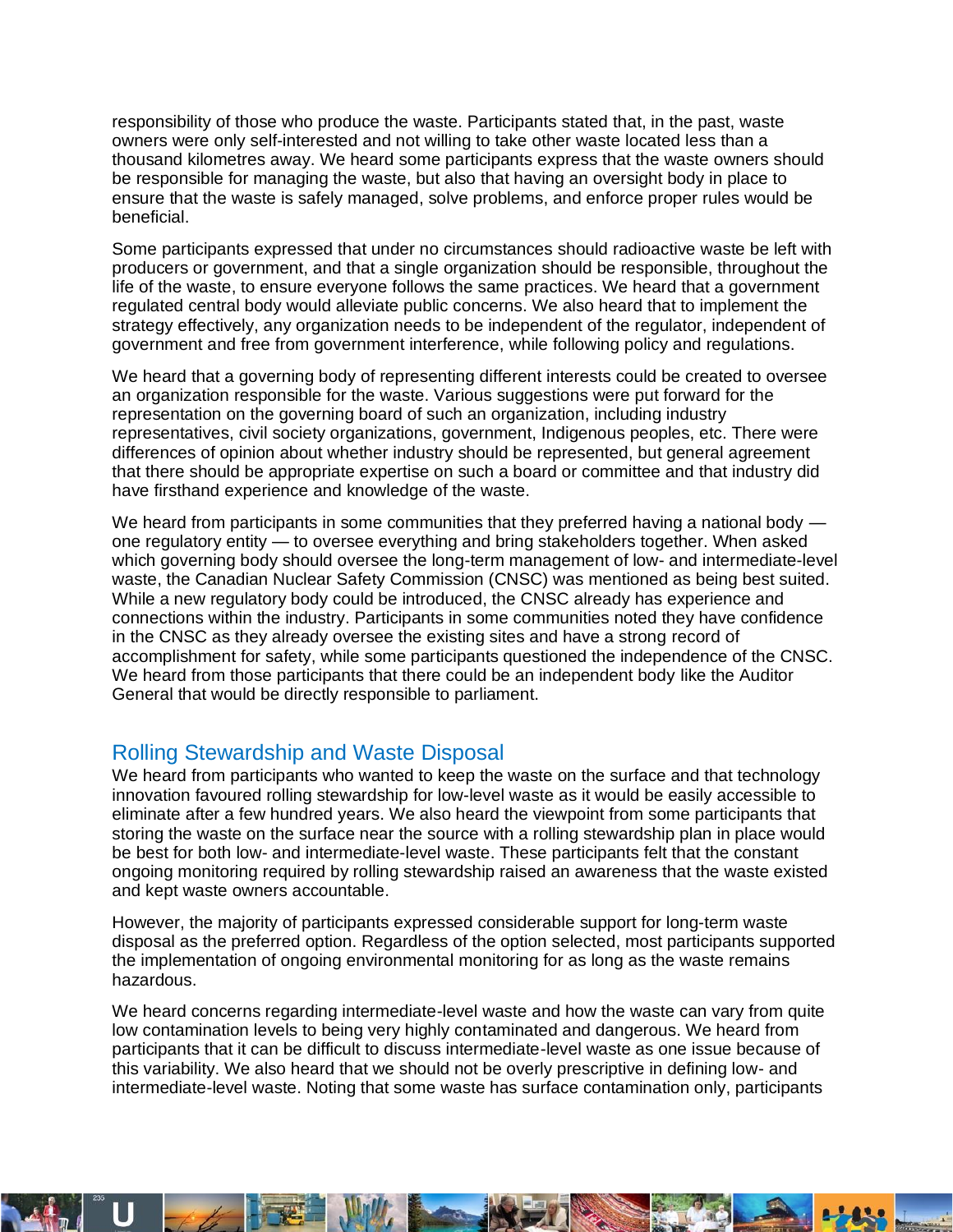responsibility of those who produce the waste. Participants stated that, in the past, waste owners were only self-interested and not willing to take other waste located less than a thousand kilometres away. We heard some participants express that the waste owners should be responsible for managing the waste, but also that having an oversight body in place to ensure that the waste is safely managed, solve problems, and enforce proper rules would be beneficial.

Some participants expressed that under no circumstances should radioactive waste be left with producers or government, and that a single organization should be responsible, throughout the life of the waste, to ensure everyone follows the same practices. We heard that a government regulated central body would alleviate public concerns. We also heard that to implement the strategy effectively, any organization needs to be independent of the regulator, independent of government and free from government interference, while following policy and regulations.

We heard that a governing body of representing different interests could be created to oversee an organization responsible for the waste. Various suggestions were put forward for the representation on the governing board of such an organization, including industry representatives, civil society organizations, government, Indigenous peoples, etc. There were differences of opinion about whether industry should be represented, but general agreement that there should be appropriate expertise on such a board or committee and that industry did have firsthand experience and knowledge of the waste.

We heard from participants in some communities that they preferred having a national body — one regulatory entity — to oversee everything and bring stakeholders together. When asked which governing body should oversee the long-term management of low- and intermediate-level waste, the Canadian Nuclear Safety Commission (CNSC) was mentioned as being best suited. While a new regulatory body could be introduced, the CNSC already has experience and connections within the industry. Participants in some communities noted they have confidence in the CNSC as they already oversee the existing sites and have a strong record of accomplishment for safety, while some participants questioned the independence of the CNSC. We heard from those participants that there could be an independent body like the Auditor General that would be directly responsible to parliament.

## Rolling Stewardship and Waste Disposal

We heard from participants who wanted to keep the waste on the surface and that technology innovation favoured rolling stewardship for low-level waste as it would be easily accessible to eliminate after a few hundred years. We also heard the viewpoint from some participants that storing the waste on the surface near the source with a rolling stewardship plan in place would be best for both low- and intermediate-level waste. These participants felt that the constant ongoing monitoring required by rolling stewardship raised an awareness that the waste existed and kept waste owners accountable.

However, the majority of participants expressed considerable support for long-term waste disposal as the preferred option. Regardless of the option selected, most participants supported the implementation of ongoing environmental monitoring for as long as the waste remains hazardous.

We heard concerns regarding intermediate-level waste and how the waste can vary from quite low contamination levels to being very highly contaminated and dangerous. We heard from participants that it can be difficult to discuss intermediate-level waste as one issue because of this variability. We also heard that we should not be overly prescriptive in defining low- and intermediate-level waste. Noting that some waste has surface contamination only, participants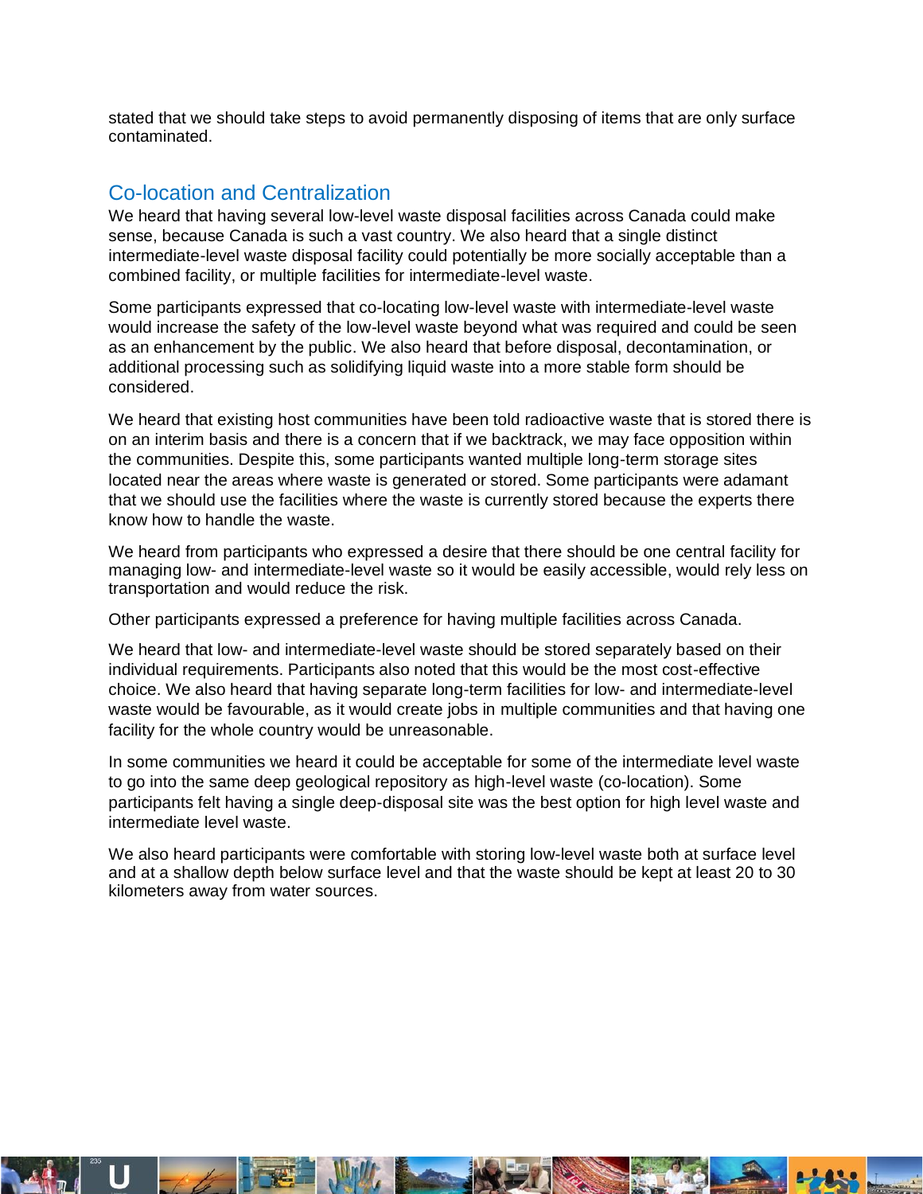stated that we should take steps to avoid permanently disposing of items that are only surface contaminated.

## Co-location and Centralization

We heard that having several low-level waste disposal facilities across Canada could make sense, because Canada is such a vast country. We also heard that a single distinct intermediate-level waste disposal facility could potentially be more socially acceptable than a combined facility, or multiple facilities for intermediate-level waste.

Some participants expressed that co-locating low-level waste with intermediate-level waste would increase the safety of the low-level waste beyond what was required and could be seen as an enhancement by the public. We also heard that before disposal, decontamination, or additional processing such as solidifying liquid waste into a more stable form should be considered.

We heard that existing host communities have been told radioactive waste that is stored there is on an interim basis and there is a concern that if we backtrack, we may face opposition within the communities. Despite this, some participants wanted multiple long-term storage sites located near the areas where waste is generated or stored. Some participants were adamant that we should use the facilities where the waste is currently stored because the experts there know how to handle the waste.

We heard from participants who expressed a desire that there should be one central facility for managing low- and intermediate-level waste so it would be easily accessible, would rely less on transportation and would reduce the risk.

Other participants expressed a preference for having multiple facilities across Canada.

We heard that low- and intermediate-level waste should be stored separately based on their individual requirements. Participants also noted that this would be the most cost-effective choice. We also heard that having separate long-term facilities for low- and intermediate-level waste would be favourable, as it would create jobs in multiple communities and that having one facility for the whole country would be unreasonable.

In some communities we heard it could be acceptable for some of the intermediate level waste to go into the same deep geological repository as high-level waste (co-location). Some participants felt having a single deep-disposal site was the best option for high level waste and intermediate level waste.

We also heard participants were comfortable with storing low-level waste both at surface level and at a shallow depth below surface level and that the waste should be kept at least 20 to 30 kilometers away from water sources.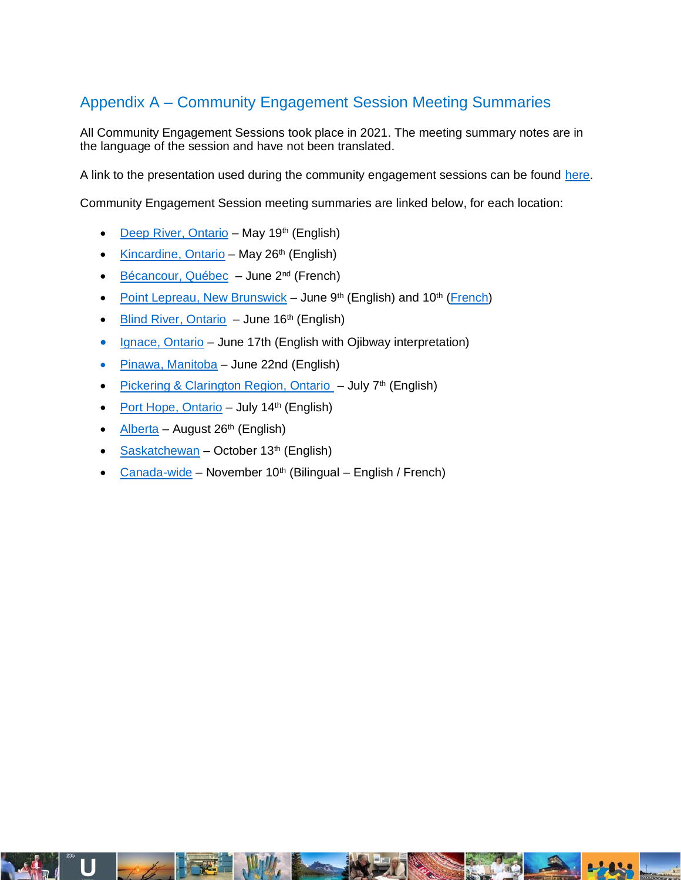## Appendix A – Community Engagement Session Meeting Summaries

All Community Engagement Sessions took place in 2021. The meeting summary notes are in the language of the session and have not been translated.

A link to the presentation used during the community engagement sessions can be found here.

Community Engagement Session meeting summaries are linked below, for each location:

- Deep River, Ontario – May 19th (English)
- Kincardine, Ontario – May 26th (English)
- Bécancour, Québec – June 2nd (French)
- Point Lepreau, New Brunswick – June 9th (English) and 10th (French)
- Blind River, Ontario – June 16th (English)
- Ignace, Ontario – June 17th (English with Ojibway interpretation)
- Pinawa, Manitoba – June 22nd (English)
- Pickering & Clarington Region, Ontario – July 7th (English)
- Port Hope, Ontario – July 14th (English)
- Alberta – August 26th (English)
- Saskatchewan – October 13th (English)
- Canada-wide – November 10th (Bilingual – English / French)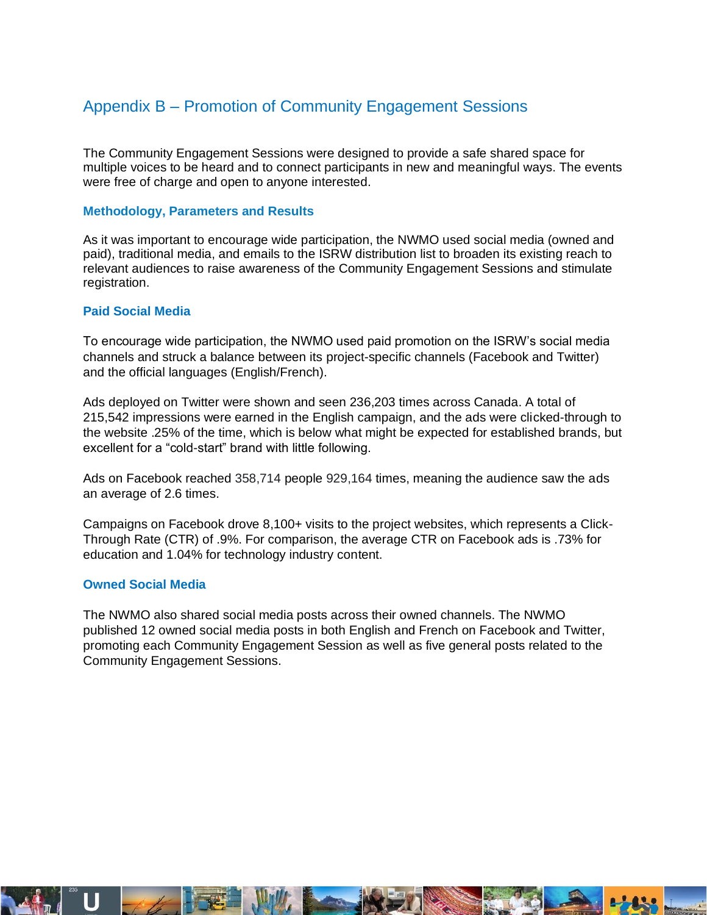# Appendix B – Promotion of Community Engagement Sessions

The Community Engagement Sessions were designed to provide a safe shared space for multiple voices to be heard and to connect participants in new and meaningful ways. The events were free of charge and open to anyone interested.

### Methodology, Parameters and Results

As it was important to encourage wide participation, the NWMO used social media (owned and paid), traditional media, and emails to the ISRW distribution list to broaden its existing reach to relevant audiences to raise awareness of the Community Engagement Sessions and stimulate registration.

### Paid Social Media

To encourage wide participation, the NWMO used paid promotion on the ISRW's social media channels and struck a balance between its project-specific channels (Facebook and Twitter) and the official languages (English/French).

Ads deployed on Twitter were shown and seen 236,203 times across Canada. A total of 215,542 impressions were earned in the English campaign, and the ads were clicked-through to the website .25% of the time, which is below what might be expected for established brands, but excellent for a "cold-start" brand with little following.

Ads on Facebook reached 358,714 people 929,164 times, meaning the audience saw the ads an average of 2.6 times.

Campaigns on Facebook drove 8,100+ visits to the project websites, which represents a Click-Through Rate (CTR) of .9%. For comparison, the average CTR on Facebook ads is .73% for education and 1.04% for technology industry content.

### Owned Social Media

The NWMO also shared social media posts across their owned channels. The NWMO published 12 owned social media posts in both English and French on Facebook and Twitter, promoting each Community Engagement Session as well as five general posts related to the Community Engagement Sessions.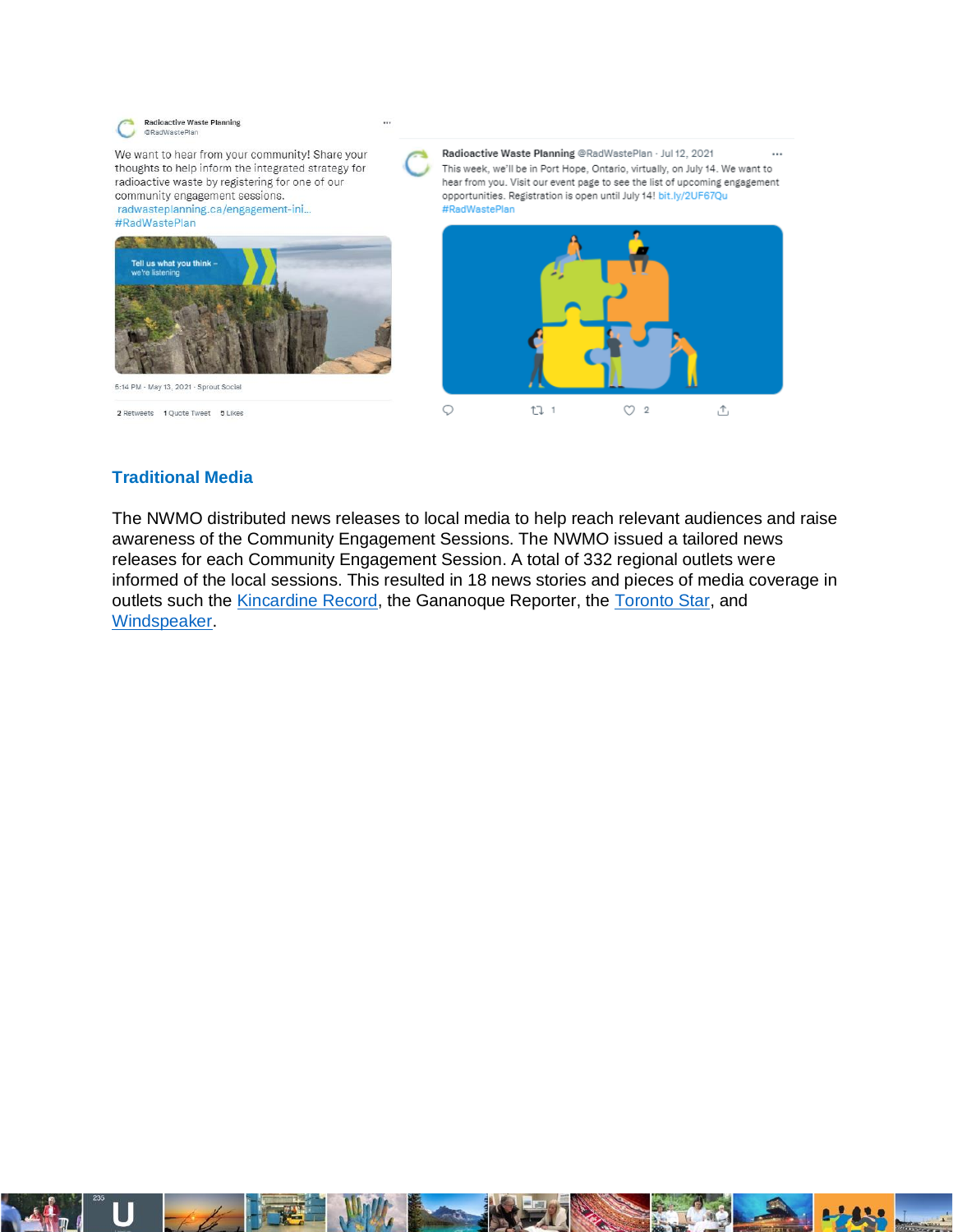Radioactive Waste Planning
@RadWastePlan

We want to hear from your community! Share your thoughts to help inform the integrated strategy for radioactive waste by registering for one of our community engagement sessions.
radwasteplanning.ca/engagement-ini...
#RadWastePlan

Tell us what you think – we're listening

5:14 PM · May 13, 2021 · Sprout Social

2 Retweets 1 Quote Tweet 5 Likes

Radioactive Waste Planning @RadWastePlan · Jul 12, 2021
This week, we'll be in Port Hope, Ontario, virtually, on July 14. We want to hear from you. Visit our event page to see the list of upcoming engagement opportunities. Registration is open until July 14! bit.ly/2UF67Qu
#RadWastePlan

1 2

### Traditional Media

The NWMO distributed news releases to local media to help reach relevant audiences and raise awareness of the Community Engagement Sessions. The NWMO issued a tailored news releases for each Community Engagement Session. A total of 332 regional outlets were informed of the local sessions. This resulted in 18 news stories and pieces of media coverage in outlets such the Kincardine Record, the Gananoque Reporter, the Toronto Star, and Windspeaker.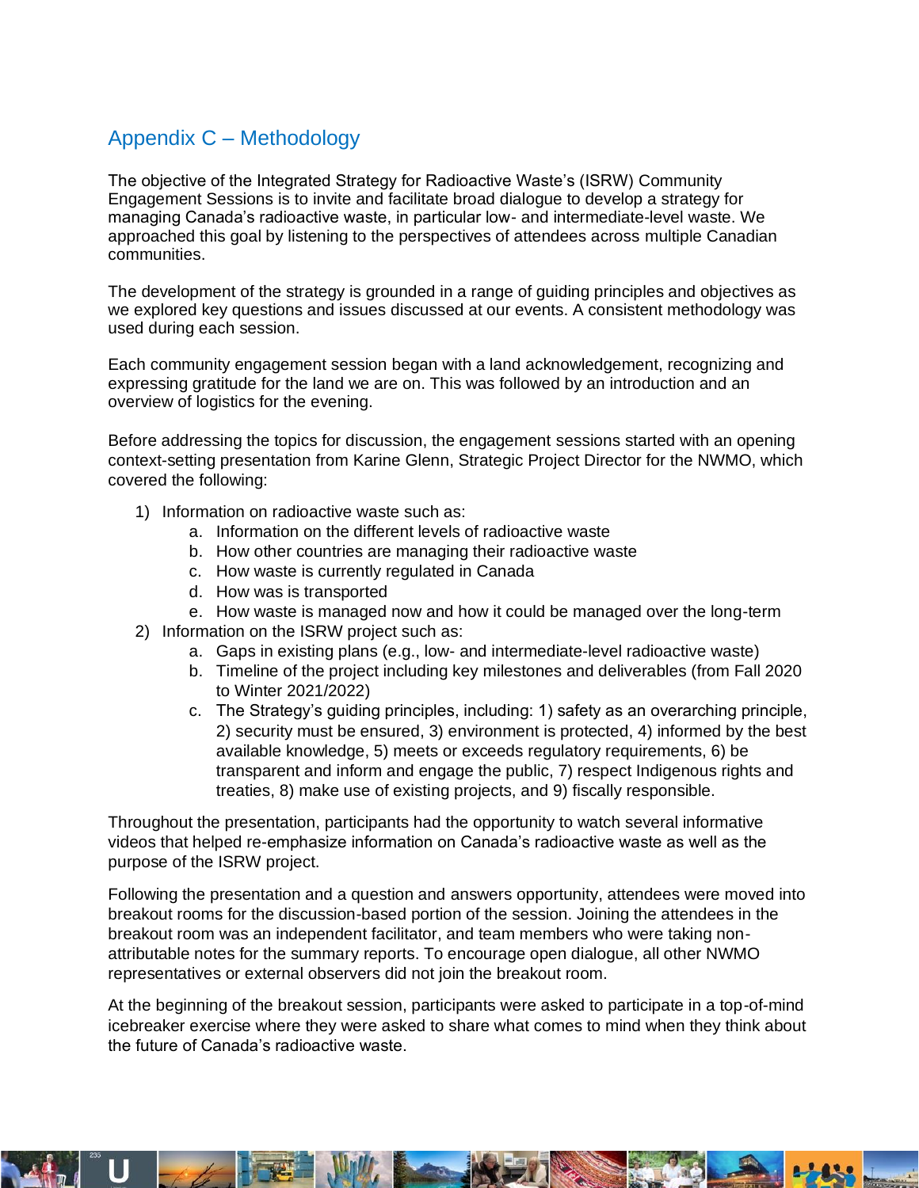## Appendix C – Methodology

The objective of the Integrated Strategy for Radioactive Waste's (ISRW) Community Engagement Sessions is to invite and facilitate broad dialogue to develop a strategy for managing Canada's radioactive waste, in particular low- and intermediate-level waste. We approached this goal by listening to the perspectives of attendees across multiple Canadian communities.

The development of the strategy is grounded in a range of guiding principles and objectives as we explored key questions and issues discussed at our events. A consistent methodology was used during each session.

Each community engagement session began with a land acknowledgement, recognizing and expressing gratitude for the land we are on. This was followed by an introduction and an overview of logistics for the evening.

Before addressing the topics for discussion, the engagement sessions started with an opening context-setting presentation from Karine Glenn, Strategic Project Director for the NWMO, which covered the following:

1) Information on radioactive waste such as:
    a. Information on the different levels of radioactive waste
    b. How other countries are managing their radioactive waste
    c. How waste is currently regulated in Canada
    d. How was is transported
    e. How waste is managed now and how it could be managed over the long-term
2) Information on the ISRW project such as:
    a. Gaps in existing plans (e.g., low- and intermediate-level radioactive waste)
    b. Timeline of the project including key milestones and deliverables (from Fall 2020 to Winter 2021/2022)
    c. The Strategy's guiding principles, including: 1) safety as an overarching principle, 2) security must be ensured, 3) environment is protected, 4) informed by the best available knowledge, 5) meets or exceeds regulatory requirements, 6) be transparent and inform and engage the public, 7) respect Indigenous rights and treaties, 8) make use of existing projects, and 9) fiscally responsible.

Throughout the presentation, participants had the opportunity to watch several informative videos that helped re-emphasize information on Canada's radioactive waste as well as the purpose of the ISRW project.

Following the presentation and a question and answers opportunity, attendees were moved into breakout rooms for the discussion-based portion of the session. Joining the attendees in the breakout room was an independent facilitator, and team members who were taking non-attributable notes for the summary reports. To encourage open dialogue, all other NWMO representatives or external observers did not join the breakout room.

At the beginning of the breakout session, participants were asked to participate in a top-of-mind icebreaker exercise where they were asked to share what comes to mind when they think about the future of Canada's radioactive waste.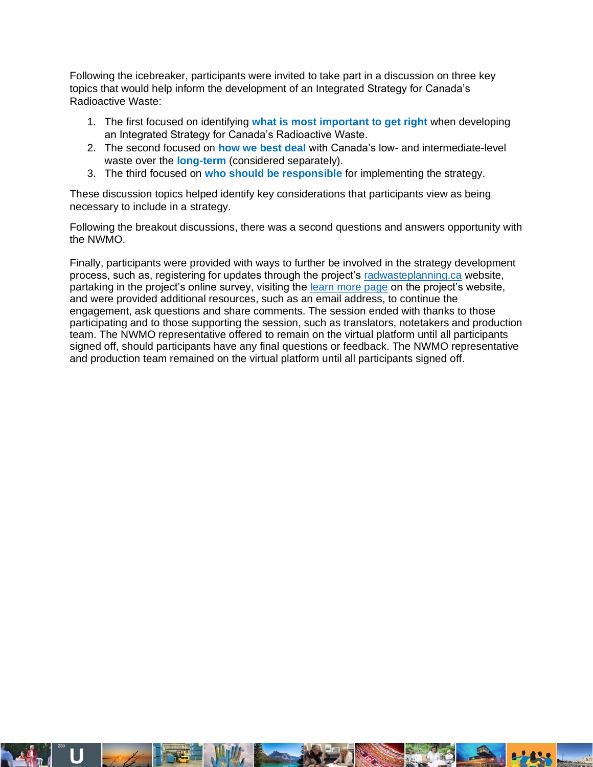Following the icebreaker, participants were invited to take part in a discussion on three key topics that would help inform the development of an Integrated Strategy for Canada's Radioactive Waste:

1. The first focused on identifying **what is most important to get right** when developing an Integrated Strategy for Canada's Radioactive Waste.
2. The second focused on **how we best deal** with Canada's low- and intermediate-level waste over the **long-term** (considered separately).
3. The third focused on **who should be responsible** for implementing the strategy.

These discussion topics helped identify key considerations that participants view as being necessary to include in a strategy.

Following the breakout discussions, there was a second questions and answers opportunity with the NWMO.

Finally, participants were provided with ways to further be involved in the strategy development process, such as, registering for updates through the project's [radwasteplanning.ca](radwasteplanning.ca) website, partaking in the project's online survey, visiting the [learn more page](learn more page) on the project's website, and were provided additional resources, such as an email address, to continue the engagement, ask questions and share comments. The session ended with thanks to those participating and to those supporting the session, such as translators, notetakers and production team. The NWMO representative offered to remain on the virtual platform until all participants signed off, should participants have any final questions or feedback. The NWMO representative and production team remained on the virtual platform until all participants signed off.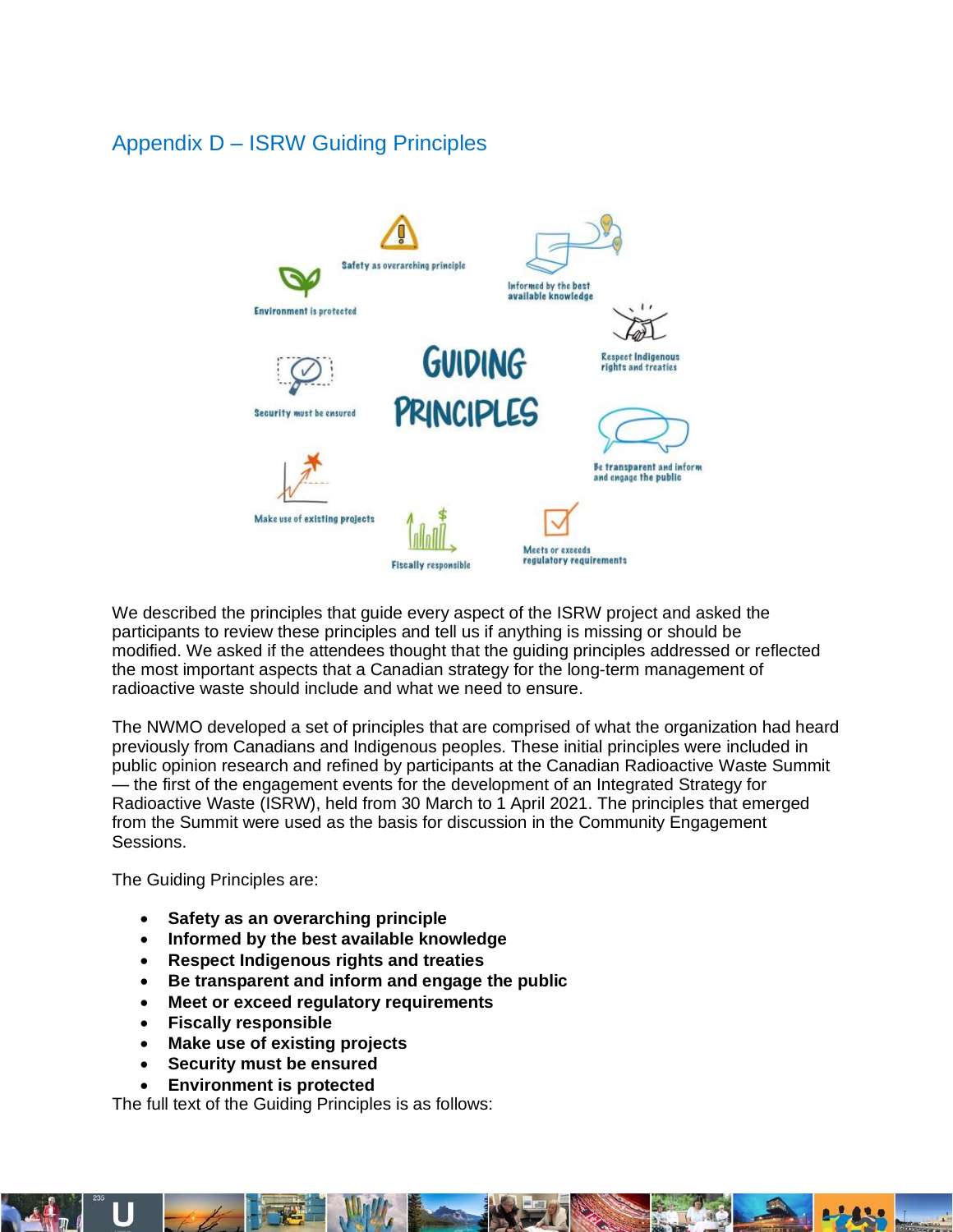## Appendix D – ISRW Guiding Principles

We described the principles that guide every aspect of the ISRW project and asked the participants to review these principles and tell us if anything is missing or should be modified. We asked if the attendees thought that the guiding principles addressed or reflected the most important aspects that a Canadian strategy for the long-term management of radioactive waste should include and what we need to ensure.

The NWMO developed a set of principles that are comprised of what the organization had heard previously from Canadians and Indigenous peoples. These initial principles were included in public opinion research and refined by participants at the Canadian Radioactive Waste Summit — the first of the engagement events for the development of an Integrated Strategy for Radioactive Waste (ISRW), held from 30 March to 1 April 2021. The principles that emerged from the Summit were used as the basis for discussion in the Community Engagement Sessions.

The Guiding Principles are:

- **Safety as an overarching principle**
- **Informed by the best available knowledge**
- **Respect Indigenous rights and treaties**
- **Be transparent and inform and engage the public**
- **Meet or exceed regulatory requirements**
- **Fiscally responsible**
- **Make use of existing projects**
- **Security must be ensured**
- **Environment is protected**

The full text of the Guiding Principles is as follows: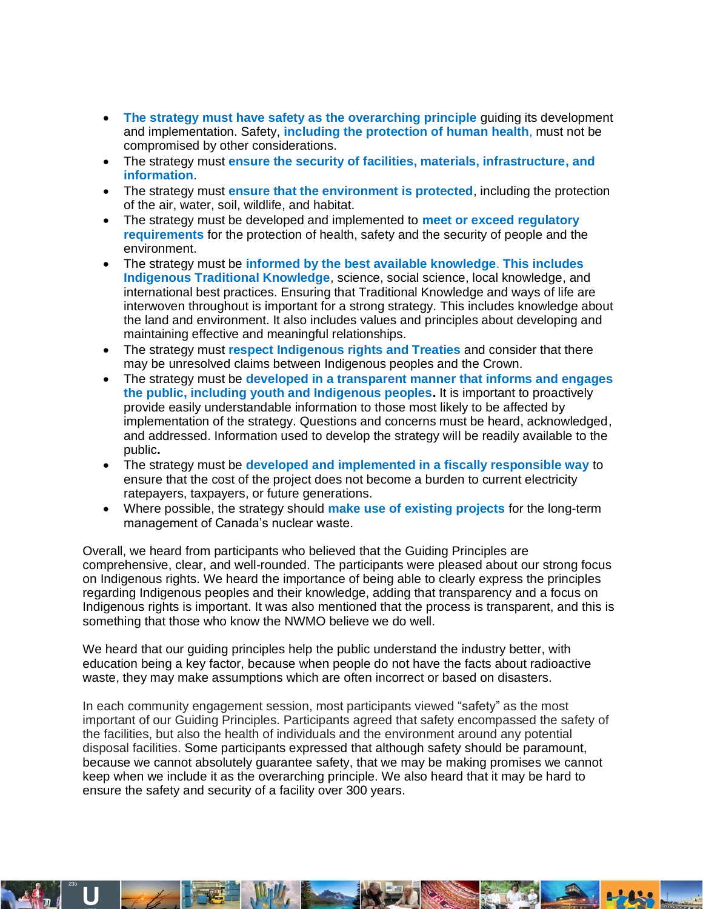- **The strategy must have safety as the overarching principle** guiding its development and implementation. Safety, **including the protection of human health**, must not be compromised by other considerations.
- The strategy must **ensure the security of facilities, materials, infrastructure, and information**.
- The strategy must **ensure that the environment is protected**, including the protection of the air, water, soil, wildlife, and habitat.
- The strategy must be developed and implemented to **meet or exceed regulatory requirements** for the protection of health, safety and the security of people and the environment.
- The strategy must be **informed by the best available knowledge**. **This includes Indigenous Traditional Knowledge**, science, social science, local knowledge, and international best practices. Ensuring that Traditional Knowledge and ways of life are interwoven throughout is important for a strong strategy. This includes knowledge about the land and environment. It also includes values and principles about developing and maintaining effective and meaningful relationships.
- The strategy must **respect Indigenous rights and Treaties** and consider that there may be unresolved claims between Indigenous peoples and the Crown.
- The strategy must be **developed in a transparent manner that informs and engages the public, including youth and Indigenous peoples.** It is important to proactively provide easily understandable information to those most likely to be affected by implementation of the strategy. Questions and concerns must be heard, acknowledged, and addressed. Information used to develop the strategy will be readily available to the public**.**
- The strategy must be **developed and implemented in a fiscally responsible way** to ensure that the cost of the project does not become a burden to current electricity ratepayers, taxpayers, or future generations.
- Where possible, the strategy should **make use of existing projects** for the long-term management of Canada's nuclear waste.

Overall, we heard from participants who believed that the Guiding Principles are comprehensive, clear, and well-rounded. The participants were pleased about our strong focus on Indigenous rights. We heard the importance of being able to clearly express the principles regarding Indigenous peoples and their knowledge, adding that transparency and a focus on Indigenous rights is important. It was also mentioned that the process is transparent, and this is something that those who know the NWMO believe we do well.

We heard that our guiding principles help the public understand the industry better, with education being a key factor, because when people do not have the facts about radioactive waste, they may make assumptions which are often incorrect or based on disasters.

In each community engagement session, most participants viewed "safety" as the most important of our Guiding Principles. Participants agreed that safety encompassed the safety of the facilities, but also the health of individuals and the environment around any potential disposal facilities. Some participants expressed that although safety should be paramount, because we cannot absolutely guarantee safety, that we may be making promises we cannot keep when we include it as the overarching principle. We also heard that it may be hard to ensure the safety and security of a facility over 300 years.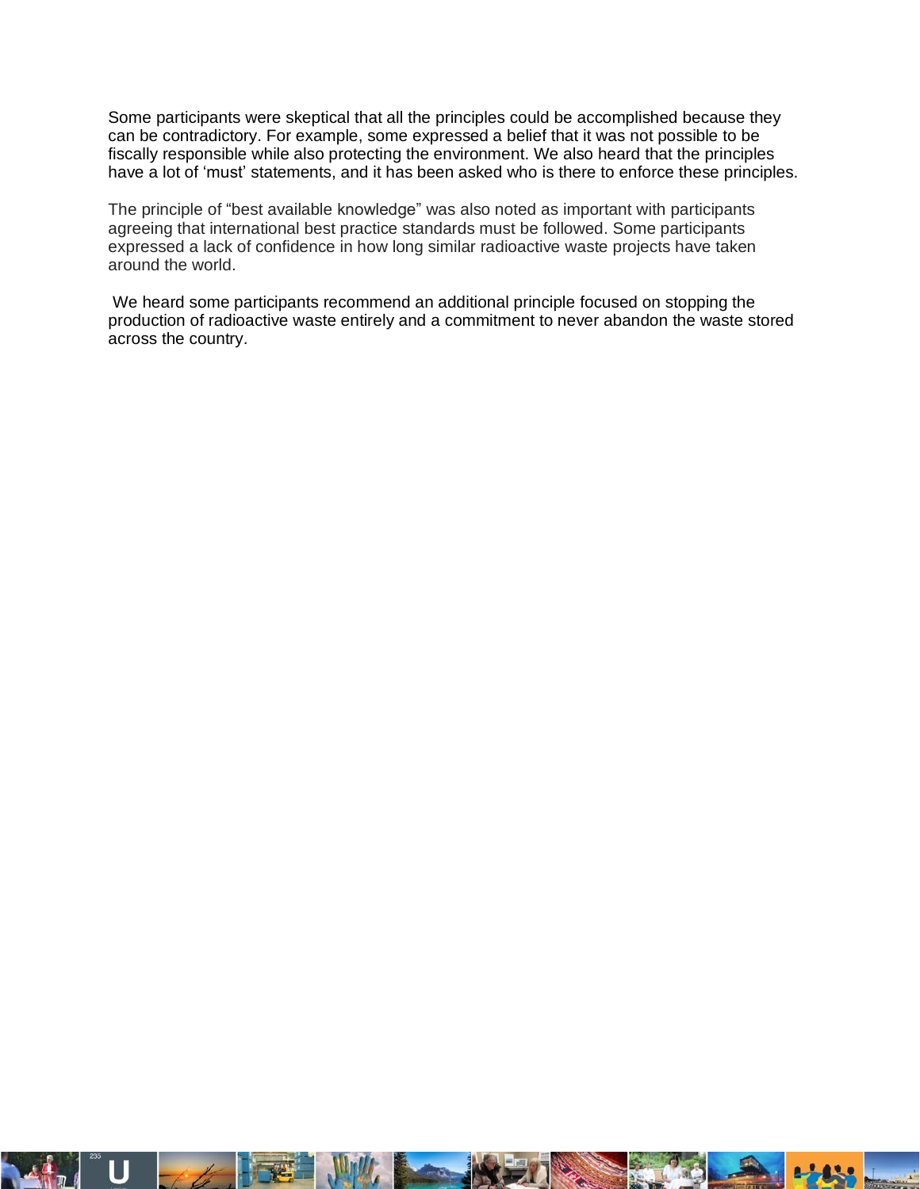Some participants were skeptical that all the principles could be accomplished because they can be contradictory. For example, some expressed a belief that it was not possible to be fiscally responsible while also protecting the environment. We also heard that the principles have a lot of 'must' statements, and it has been asked who is there to enforce these principles.

The principle of "best available knowledge" was also noted as important with participants agreeing that international best practice standards must be followed. Some participants expressed a lack of confidence in how long similar radioactive waste projects have taken around the world.

We heard some participants recommend an additional principle focused on stopping the production of radioactive waste entirely and a commitment to never abandon the waste stored across the country.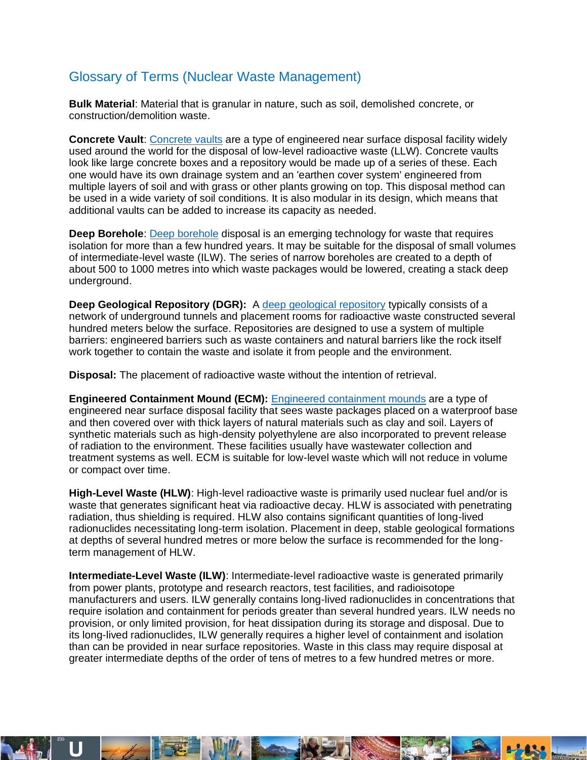## Glossary of Terms (Nuclear Waste Management)

**Bulk Material**: Material that is granular in nature, such as soil, demolished concrete, or construction/demolition waste.

**Concrete Vault**: Concrete vaults are a type of engineered near surface disposal facility widely used around the world for the disposal of low-level radioactive waste (LLW). Concrete vaults look like large concrete boxes and a repository would be made up of a series of these. Each one would have its own drainage system and an 'earthen cover system' engineered from multiple layers of soil and with grass or other plants growing on top. This disposal method can be used in a wide variety of soil conditions. It is also modular in its design, which means that additional vaults can be added to increase its capacity as needed.

**Deep Borehole**: Deep borehole disposal is an emerging technology for waste that requires isolation for more than a few hundred years. It may be suitable for the disposal of small volumes of intermediate-level waste (ILW). The series of narrow boreholes are created to a depth of about 500 to 1000 metres into which waste packages would be lowered, creating a stack deep underground.

**Deep Geological Repository (DGR):** A deep geological repository typically consists of a network of underground tunnels and placement rooms for radioactive waste constructed several hundred meters below the surface. Repositories are designed to use a system of multiple barriers: engineered barriers such as waste containers and natural barriers like the rock itself work together to contain the waste and isolate it from people and the environment.

**Disposal:** The placement of radioactive waste without the intention of retrieval.

**Engineered Containment Mound (ECM):** Engineered containment mounds are a type of engineered near surface disposal facility that sees waste packages placed on a waterproof base and then covered over with thick layers of natural materials such as clay and soil. Layers of synthetic materials such as high-density polyethylene are also incorporated to prevent release of radiation to the environment. These facilities usually have wastewater collection and treatment systems as well. ECM is suitable for low-level waste which will not reduce in volume or compact over time.

**High-Level Waste (HLW)**: High-level radioactive waste is primarily used nuclear fuel and/or is waste that generates significant heat via radioactive decay. HLW is associated with penetrating radiation, thus shielding is required. HLW also contains significant quantities of long-lived radionuclides necessitating long-term isolation. Placement in deep, stable geological formations at depths of several hundred metres or more below the surface is recommended for the long-term management of HLW.

**Intermediate-Level Waste (ILW)**: Intermediate-level radioactive waste is generated primarily from power plants, prototype and research reactors, test facilities, and radioisotope manufacturers and users. ILW generally contains long-lived radionuclides in concentrations that require isolation and containment for periods greater than several hundred years. ILW needs no provision, or only limited provision, for heat dissipation during its storage and disposal. Due to its long-lived radionuclides, ILW generally requires a higher level of containment and isolation than can be provided in near surface repositories. Waste in this class may require disposal at greater intermediate depths of the order of tens of metres to a few hundred metres or more.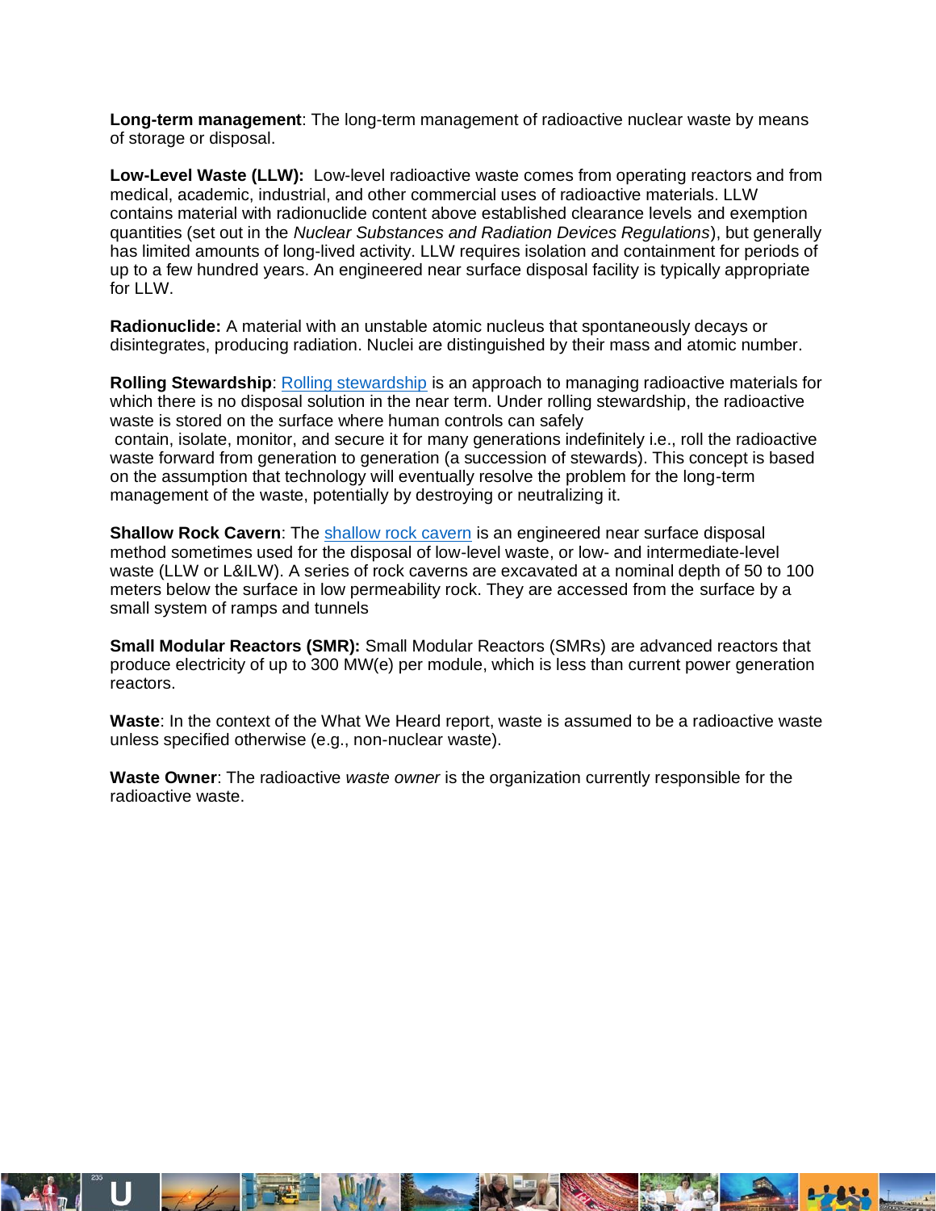**Long-term management**: The long-term management of radioactive nuclear waste by means of storage or disposal.

**Low-Level Waste (LLW):** Low-level radioactive waste comes from operating reactors and from medical, academic, industrial, and other commercial uses of radioactive materials. LLW contains material with radionuclide content above established clearance levels and exemption quantities (set out in the *Nuclear Substances and Radiation Devices Regulations*), but generally has limited amounts of long-lived activity. LLW requires isolation and containment for periods of up to a few hundred years. An engineered near surface disposal facility is typically appropriate for LLW.

**Radionuclide:** A material with an unstable atomic nucleus that spontaneously decays or disintegrates, producing radiation. Nuclei are distinguished by their mass and atomic number.

**Rolling Stewardship**: Rolling stewardship is an approach to managing radioactive materials for which there is no disposal solution in the near term. Under rolling stewardship, the radioactive waste is stored on the surface where human controls can safely contain, isolate, monitor, and secure it for many generations indefinitely i.e., roll the radioactive waste forward from generation to generation (a succession of stewards). This concept is based on the assumption that technology will eventually resolve the problem for the long-term management of the waste, potentially by destroying or neutralizing it.

**Shallow Rock Cavern**: The shallow rock cavern is an engineered near surface disposal method sometimes used for the disposal of low-level waste, or low- and intermediate-level waste (LLW or L&ILW). A series of rock caverns are excavated at a nominal depth of 50 to 100 meters below the surface in low permeability rock. They are accessed from the surface by a small system of ramps and tunnels

**Small Modular Reactors (SMR):** Small Modular Reactors (SMRs) are advanced reactors that produce electricity of up to 300 MW(e) per module, which is less than current power generation reactors.

**Waste**: In the context of the What We Heard report, waste is assumed to be a radioactive waste unless specified otherwise (e.g., non-nuclear waste).

**Waste Owner**: The radioactive *waste owner* is the organization currently responsible for the radioactive waste.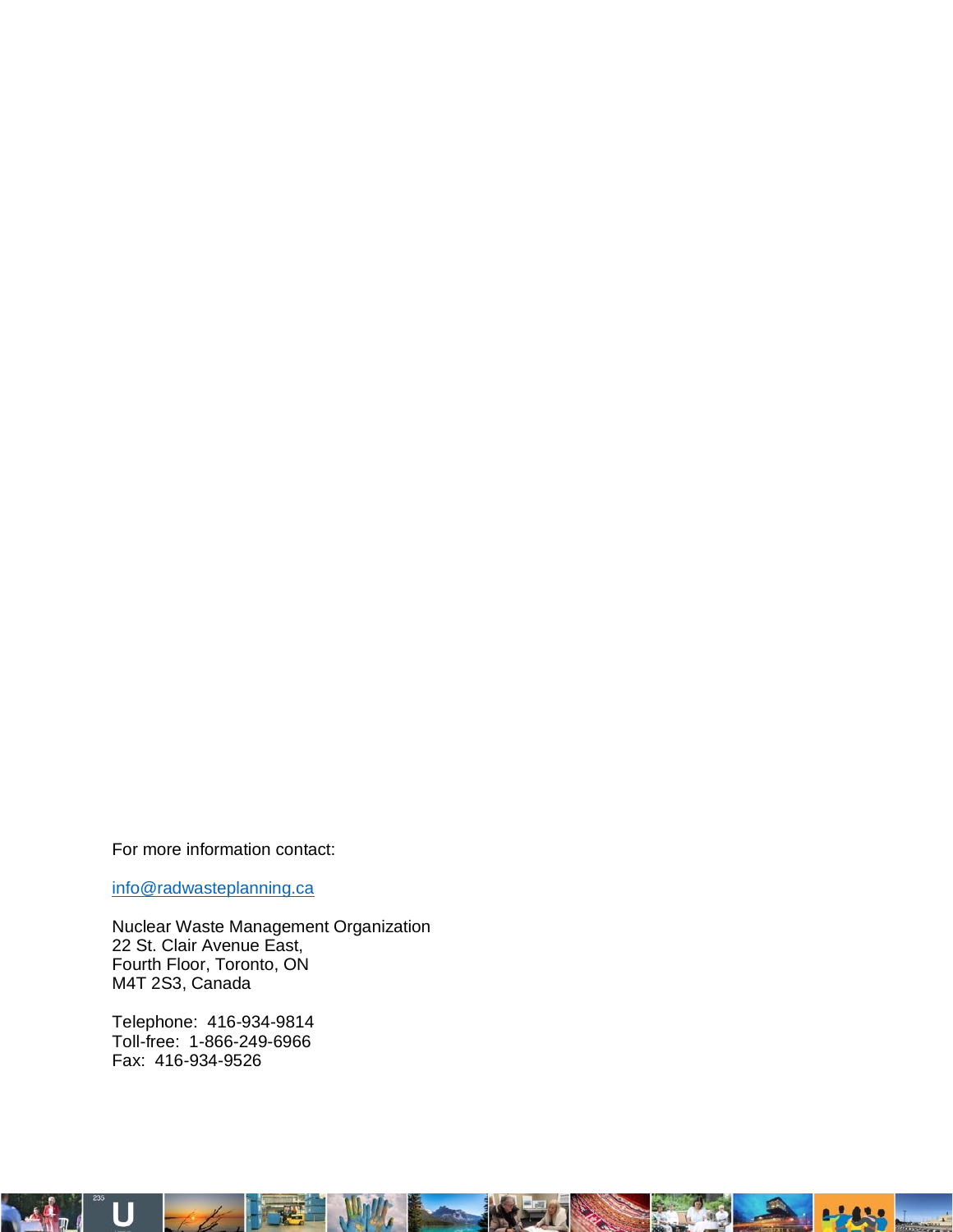For more information contact:

info@radwasteplanning.ca

Nuclear Waste Management Organization
22 St. Clair Avenue East,
Fourth Floor, Toronto, ON
M4T 2S3, Canada

Telephone: 416-934-9814
Toll-free: 1-866-249-6966
Fax: 416-934-9526